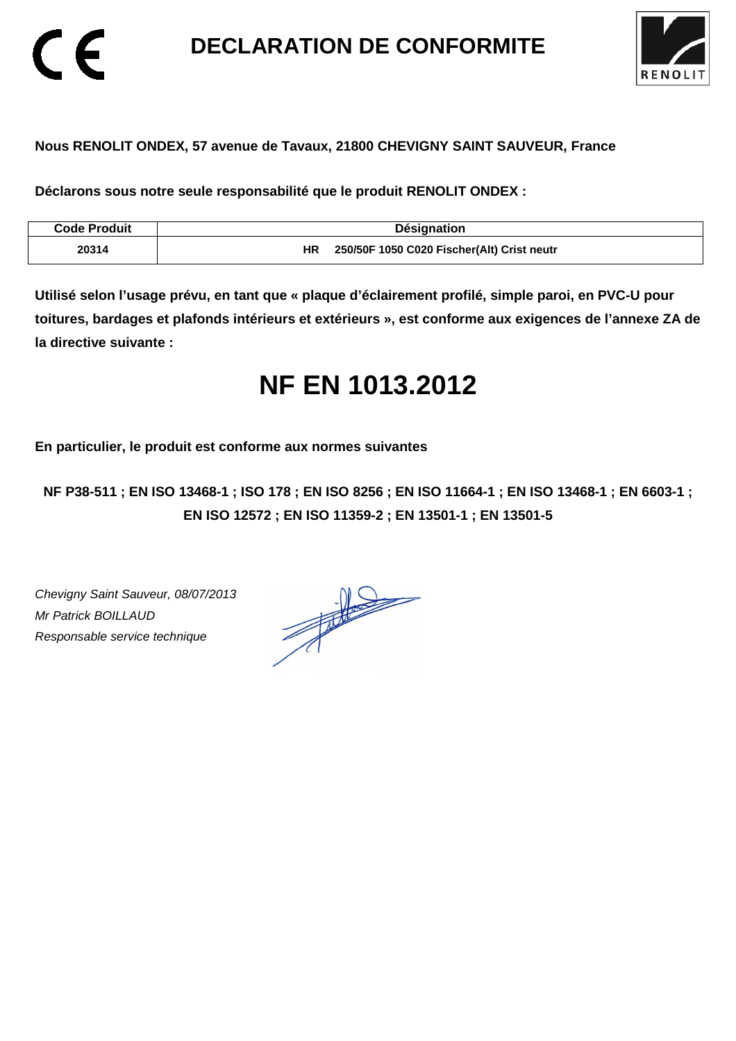# DECLARATION DE CONFORMITE

**Nous RENOLIT ONDEX, 57 avenue de Tavaux, 21800 CHEVIGNY SAINT SAUVEUR, France**

**Déclarons sous notre seule responsabilité que le produit RENOLIT ONDEX :**

| Code Produit | Désignation |
|---|---|
| 20314 | HR 250/50F 1050 C020 Fischer(Alt) Crist neutr |

**Utilisé selon l'usage prévu, en tant que « plaque d'éclairement profilé, simple paroi, en PVC-U pour toitures, bardages et plafonds intérieurs et extérieurs », est conforme aux exigences de l'annexe ZA de la directive suivante :**

# NF EN 1013.2012

**En particulier, le produit est conforme aux normes suivantes**

**NF P38-511 ; EN ISO 13468-1 ; ISO 178 ; EN ISO 8256 ; EN ISO 11664-1 ; EN ISO 13468-1 ; EN 6603-1 ; EN ISO 12572 ; EN ISO 11359-2 ; EN 13501-1 ; EN 13501-5**

*Chevigny Saint Sauveur, 08/07/2013*
*Mr Patrick BOILLAUD*
*Responsable service technique*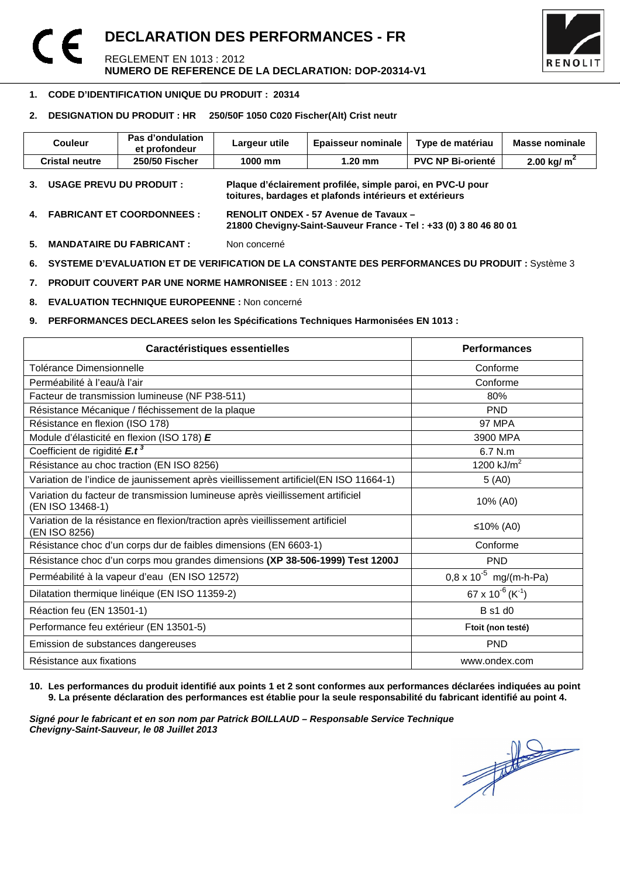# DECLARATION DES PERFORMANCES - FR

REGLEMENT EN 1013 : 2012

**NUMERO DE REFERENCE DE LA DECLARATION: DOP-20314-V1**

1. **CODE D'IDENTIFICATION UNIQUE DU PRODUIT : 20314**

2. **DESIGNATION DU PRODUIT : HR 250/50F 1050 C020 Fischer(Alt) Crist neutr**

| Couleur | Pas d'ondulation et profondeur | Largeur utile | Epaisseur nominale | Type de matériau | Masse nominale |
|---|---|---|---|---|---|
| Cristal neutre | 250/50 Fischer | 1000 mm | 1.20 mm | PVC NP Bi-orienté | 2.00 kg/ $m^2$ |

3. **USAGE PREVU DU PRODUIT :** **Plaque d'éclairement profilée, simple paroi, en PVC-U pour toitures, bardages et plafonds intérieurs et extérieurs**

4. **FABRICANT ET COORDONNEES :** **RENOLIT ONDEX - 57 Avenue de Tavaux – 21800 Chevigny-Saint-Sauveur France - Tel : +33 (0) 3 80 46 80 01**

5. **MANDATAIRE DU FABRICANT :** Non concerné

6. **SYSTEME D'EVALUATION ET DE VERIFICATION DE LA CONSTANTE DES PERFORMANCES DU PRODUIT :** Système 3

7. **PRODUIT COUVERT PAR UNE NORME HAMRONISEE :** EN 1013 : 2012

8. **EVALUATION TECHNIQUE EUROPEENNE :** Non concerné

9. **PERFORMANCES DECLAREES selon les Spécifications Techniques Harmonisées EN 1013 :**

| Caractéristiques essentielles | Performances |
|---|---|
| Tolérance Dimensionnelle | Conforme |
| Perméabilité à l'eau/à l'air | Conforme |
| Facteur de transmission lumineuse (NF P38-511) | 80% |
| Résistance Mécanique / fléchissement de la plaque | PND |
| Résistance en flexion (ISO 178) | 97 MPA |
| Module d'élasticité en flexion (ISO 178) ***E*** | 3900 MPA |
| Coefficient de rigidité $E.t^3$ | 6.7 N.m |
| Résistance au choc traction (EN ISO 8256) | 1200 kJ/$m^2$ |
| Variation de l'indice de jaunissement après vieillissement artificiel(EN ISO 11664-1) | 5 (A0) |
| Variation du facteur de transmission lumineuse après vieillissement artificiel (EN ISO 13468-1) | 10% (A0) |
| Variation de la résistance en flexion/traction après vieillissement artificiel (EN ISO 8256) | ≤10% (A0) |
| Résistance choc d'un corps dur de faibles dimensions (EN 6603-1) | Conforme |
| Résistance choc d'un corps mou grandes dimensions **(XP 38-506-1999) Test 1200J** | PND |
| Perméabilité à la vapeur d'eau (EN ISO 12572) | $0,8 \times 10^{-5}$ mg/(m-h-Pa) |
| Dilatation thermique linéique (EN ISO 11359-2) | $67 \times 10^{-6}$ ($K^{-1}$) |
| Réaction feu (EN 13501-1) | B s1 d0 |
| Performance feu extérieur (EN 13501-5) | F**toit (non testé)** |
| Emission de substances dangereuses | PND |
| Résistance aux fixations | www.ondex.com |

10. **Les performances du produit identifié aux points 1 et 2 sont conformes aux performances déclarées indiquées au point 9. La présente déclaration des performances est établie pour la seule responsabilité du fabricant identifié au point 4.**

***Signé pour le fabricant et en son nom par Patrick BOILLAUD – Responsable Service Technique***
***Chevigny-Saint-Sauveur, le 08 Juillet 2013***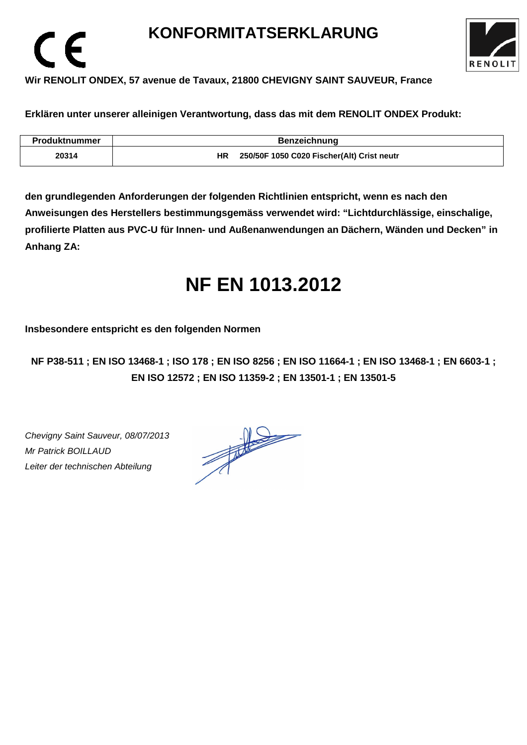# KONFORMITATSERKLARUNG

**Wir RENOLIT ONDEX, 57 avenue de Tavaux, 21800 CHEVIGNY SAINT SAUVEUR, France**

**Erklären unter unserer alleinigen Verantwortung, dass das mit dem RENOLIT ONDEX Produkt:**

| Produktnummer | Benzeichnung |
|---|---|
| 20314 | HR 250/50F 1050 C020 Fischer(Alt) Crist neutr |

**den grundlegenden Anforderungen der folgenden Richtlinien entspricht, wenn es nach den Anweisungen des Herstellers bestimmungsgemäss verwendet wird: “Lichtdurchlässige, einschalige, profilierte Platten aus PVC-U für Innen- und Außenanwendungen an Dächern, Wänden und Decken” in Anhang ZA:**

# NF EN 1013.2012

**Insbesondere entspricht es den folgenden Normen**

**NF P38-511 ; EN ISO 13468-1 ; ISO 178 ; EN ISO 8256 ; EN ISO 11664-1 ; EN ISO 13468-1 ; EN 6603-1 ; EN ISO 12572 ; EN ISO 11359-2 ; EN 13501-1 ; EN 13501-5**

*Chevigny Saint Sauveur, 08/07/2013*
*Mr Patrick BOILLAUD*
*Leiter der technischen Abteilung*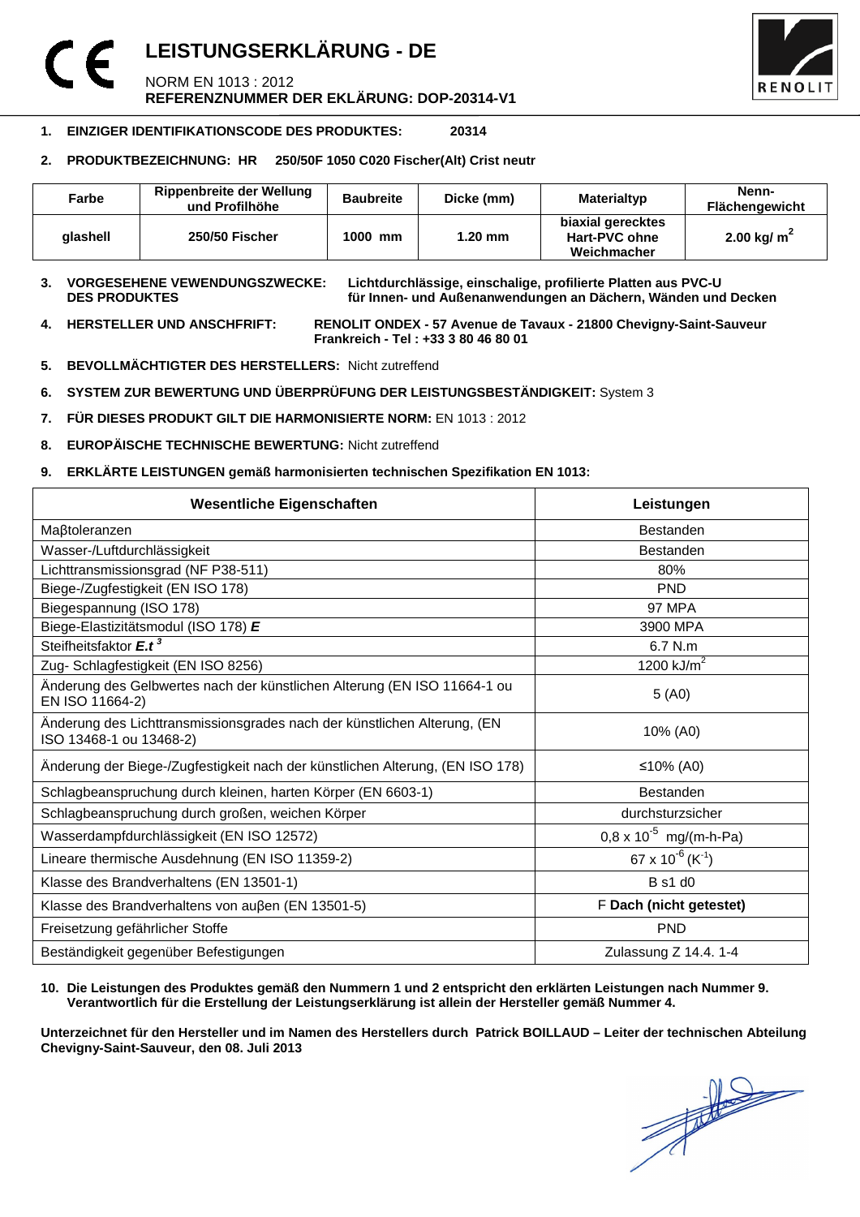# LEISTUNGSERKLÄRUNG - DE

NORM EN 1013 : 2012
**REFERENZNUMMER DER EKLÄRUNG: DOP-20314-V1**

1. **EINZIGER IDENTIFIKATIONSCODE DES PRODUKTES: 20314**

2. **PRODUKTBEZEICHNUNG: HR 250/50F 1050 C020 Fischer(Alt) Crist neutr**

| Farbe | Rippenbreite der Wellung und Profilhöhe | Baubreite | Dicke (mm) | Materialtyp | Nenn-Flächengewicht |
|---|---|---|---|---|---|
| glashell | 250/50 Fischer | 1000 mm | 1.20 mm | biaxial gerecktes Hart-PVC ohne Weichmacher | 2.00 kg/ $m^2$ |

3. **VORGESEHENE VEWENDUNGSZWECKE: DES PRODUKTES** **Lichtdurchlässige, einschalige, profilierte Platten aus PVC-U für Innen- und Außenanwendungen an Dächern, Wänden und Decken**

4. **HERSTELLER UND ANSCHFRIFT: RENOLIT ONDEX - 57 Avenue de Tavaux - 21800 Chevigny-Saint-Sauveur Frankreich - Tel : +33 3 80 46 80 01**

5. **BEVOLLMÄCHTIGTER DES HERSTELLERS:** Nicht zutreffend

6. **SYSTEM ZUR BEWERTUNG UND ÜBERPRÜFUNG DER LEISTUNGSBESTÄNDIGKEIT:** System 3

7. **FÜR DIESES PRODUKT GILT DIE HARMONISIERTE NORM:** EN 1013 : 2012

8. **EUROPÄISCHE TECHNISCHE BEWERTUNG:** Nicht zutreffend

9. **ERKLÄRTE LEISTUNGEN gemäß harmonisierten technischen Spezifikation EN 1013:**

| Wesentliche Eigenschaften | Leistungen |
|---|---|
| Maβtoleranzen | Bestanden |
| Wasser-/Luftdurchlässigkeit | Bestanden |
| Lichttransmissionsgrad (NF P38-511) | 80% |
| Biege-/Zugfestigkeit (EN ISO 178) | PND |
| Biegespannung (ISO 178) | 97 MPA |
| Biege-Elastizitätsmodul (ISO 178) ***E*** | 3900 MPA |
| Steifheitsfaktor $E.t^3$ | 6.7 N.m |
| Zug- Schlagfestigkeit (EN ISO 8256) | 1200 kJ/$m^2$ |
| Änderung des Gelbwertes nach der künstlichen Alterung (EN ISO 11664-1 ou EN ISO 11664-2) | 5 (A0) |
| Änderung des Lichttransmissionsgrades nach der künstlichen Alterung, (EN ISO 13468-1 ou 13468-2) | 10% (A0) |
| Änderung der Biege-/Zugfestigkeit nach der künstlichen Alterung, (EN ISO 178) | ≤10% (A0) |
| Schlagbeanspruchung durch kleinen, harten Körper (EN 6603-1) | Bestanden |
| Schlagbeanspruchung durch großen, weichen Körper | durchsturzsicher |
| Wasserdampfdurchlässigkeit (EN ISO 12572) | $0,8 \times 10^{-5}$ mg/(m-h-Pa) |
| Lineare thermische Ausdehnung (EN ISO 11359-2) | $67 \times 10^{-6}$ ($K^{-1}$) |
| Klasse des Brandverhaltens (EN 13501-1) | B s1 d0 |
| Klasse des Brandverhaltens von auβen (EN 13501-5) | F **Dach (nicht getestet)** |
| Freisetzung gefährlicher Stoffe | PND |
| Beständigkeit gegenüber Befestigungen | Zulassung Z 14.4. 1-4 |

10. **Die Leistungen des Produktes gemäß den Nummern 1 und 2 entspricht den erklärten Leistungen nach Nummer 9. Verantwortlich für die Erstellung der Leistungserklärung ist allein der Hersteller gemäß Nummer 4.**

**Unterzeichnet für den Hersteller und im Namen des Herstellers durch Patrick BOILLAUD – Leiter der technischen Abteilung Chevigny-Saint-Sauveur, den 08. Juli 2013**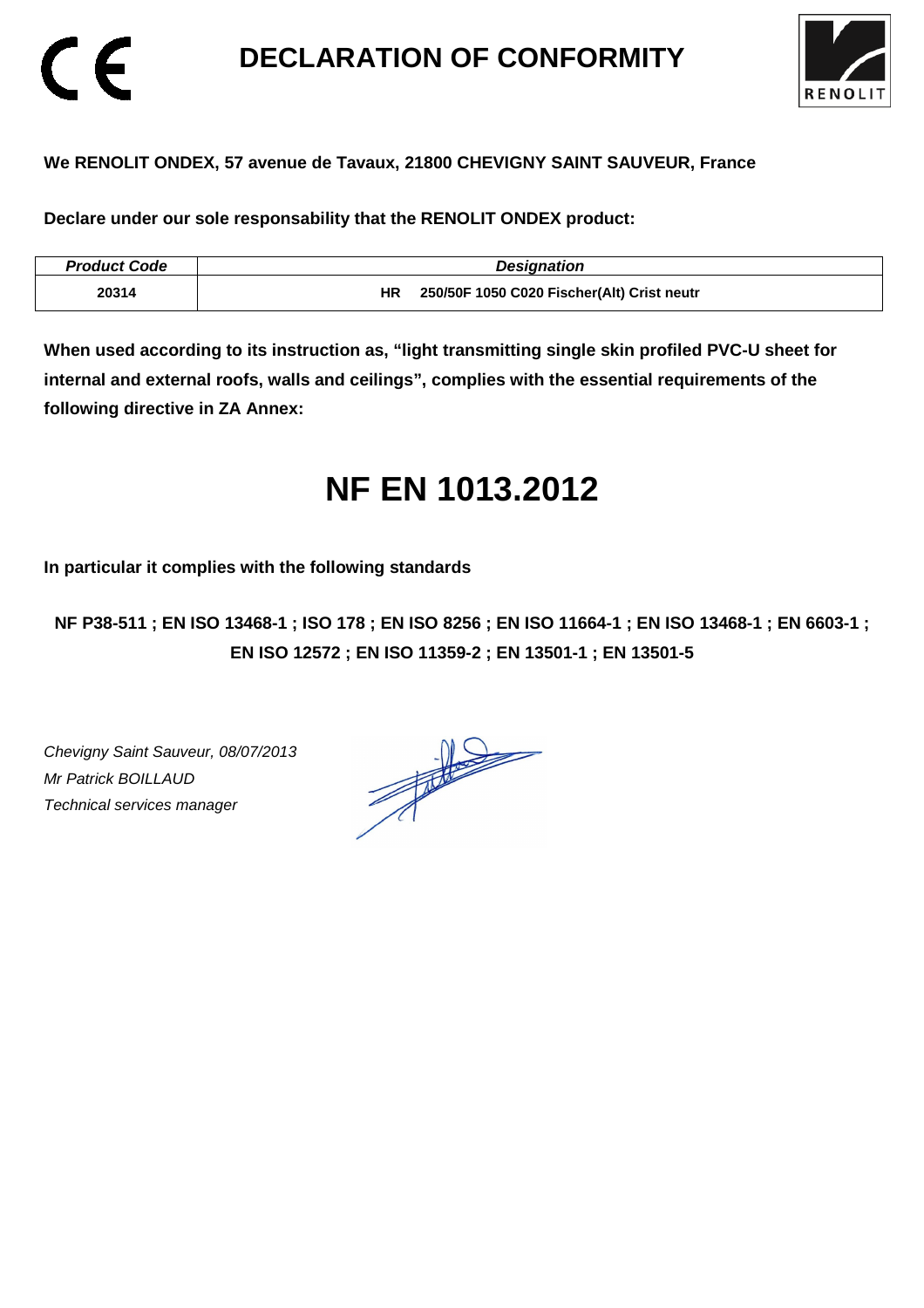# DECLARATION OF CONFORMITY

**We RENOLIT ONDEX, 57 avenue de Tavaux, 21800 CHEVIGNY SAINT SAUVEUR, France**

**Declare under our sole responsability that the RENOLIT ONDEX product:**

| *Product Code* | *Designation* |
|---|---|
| **20314** | **HR 250/50F 1050 C020 Fischer(Alt) Crist neutr** |

**When used according to its instruction as, "light transmitting single skin profiled PVC-U sheet for internal and external roofs, walls and ceilings", complies with the essential requirements of the following directive in ZA Annex:**

# NF EN 1013.2012

**In particular it complies with the following standards**

**NF P38-511 ; EN ISO 13468-1 ; ISO 178 ; EN ISO 8256 ; EN ISO 11664-1 ; EN ISO 13468-1 ; EN 6603-1 ; EN ISO 12572 ; EN ISO 11359-2 ; EN 13501-1 ; EN 13501-5**

*Chevigny Saint Sauveur, 08/07/2013*
*Mr Patrick BOILLAUD*
*Technical services manager*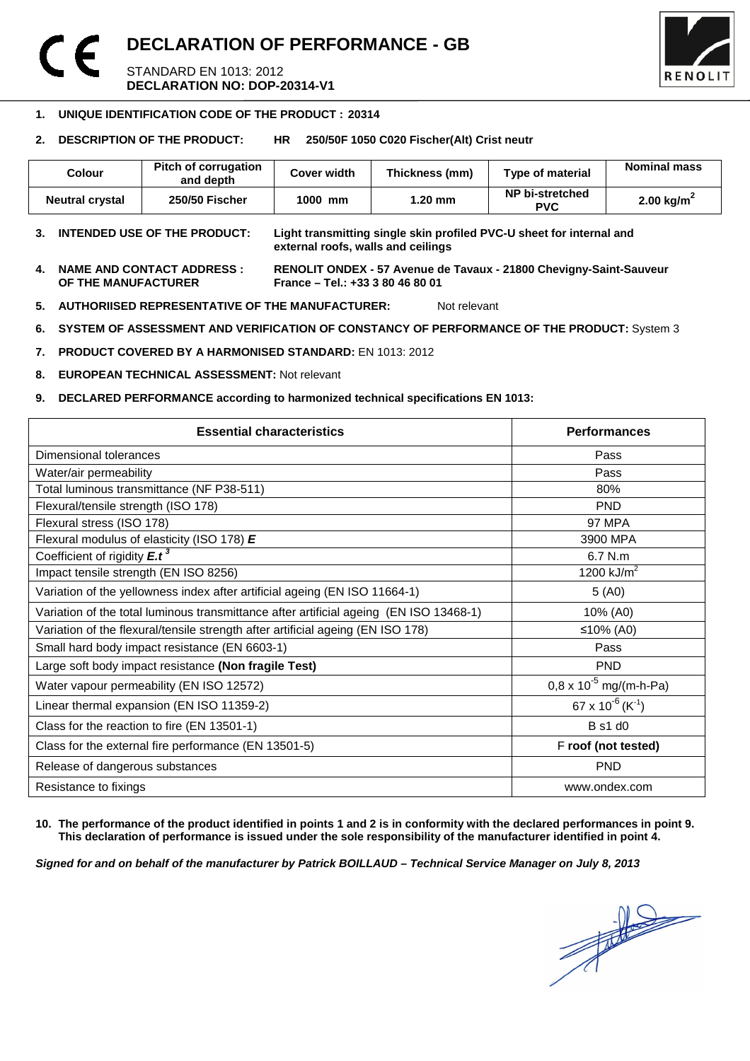# DECLARATION OF PERFORMANCE - GB

STANDARD EN 1013: 2012
**DECLARATION NO: DOP-20314-V1**

RENOLIT

1. **UNIQUE IDENTIFICATION CODE OF THE PRODUCT : 20314**

2. **DESCRIPTION OF THE PRODUCT: HR 250/50F 1050 C020 Fischer(Alt) Crist neutr**

| Colour | Pitch of corrugation and depth | Cover width | Thickness (mm) | Type of material | Nominal mass |
|---|---|---|---|---|---|
| **Neutral crystal** | **250/50 Fischer** | **1000 mm** | **1.20 mm** | **NP bi-stretched PVC** | **2.00 kg/m$^2$** |

3. **INTENDED USE OF THE PRODUCT: Light transmitting single skin profiled PVC-U sheet for internal and external roofs, walls and ceilings**

4. **NAME AND CONTACT ADDRESS : OF THE MANUFACTURER** **RENOLIT ONDEX - 57 Avenue de Tavaux - 21800 Chevigny-Saint-Sauveur France – Tel.: +33 3 80 46 80 01**

5. **AUTHORIISED REPRESENTATIVE OF THE MANUFACTURER:** Not relevant

6. **SYSTEM OF ASSESSMENT AND VERIFICATION OF CONSTANCY OF PERFORMANCE OF THE PRODUCT:** System 3

7. **PRODUCT COVERED BY A HARMONISED STANDARD:** EN 1013: 2012

8. **EUROPEAN TECHNICAL ASSESSMENT:** Not relevant

9. **DECLARED PERFORMANCE according to harmonized technical specifications EN 1013:**

| Essential characteristics | Performances |
|---|---|
| Dimensional tolerances | Pass |
| Water/air permeability | Pass |
| Total luminous transmittance (NF P38-511) | 80% |
| Flexural/tensile strength (ISO 178) | PND |
| Flexural stress (ISO 178) | 97 MPA |
| Flexural modulus of elasticity (ISO 178) ***E*** | 3900 MPA |
| Coefficient of rigidity ***E.t*** $^3$ | 6.7 N.m |
| Impact tensile strength (EN ISO 8256) | 1200 kJ/m$^2$ |
| Variation of the yellowness index after artificial ageing (EN ISO 11664-1) | 5 (A0) |
| Variation of the total luminous transmittance after artificial ageing (EN ISO 13468-1) | 10% (A0) |
| Variation of the flexural/tensile strength after artificial ageing (EN ISO 178) | ≤10% (A0) |
| Small hard body impact resistance (EN 6603-1) | Pass |
| Large soft body impact resistance **(Non fragile Test)** | PND |
| Water vapour permeability (EN ISO 12572) | 0,8 x 10$^{-5}$ mg/(m-h-Pa) |
| Linear thermal expansion (EN ISO 11359-2) | 67 x 10$^{-6}$ (K$^{-1}$) |
| Class for the reaction to fire (EN 13501-1) | B s1 d0 |
| Class for the external fire performance (EN 13501-5) | F **roof (not tested)** |
| Release of dangerous substances | PND |
| Resistance to fixings | www.ondex.com |

10. **The performance of the product identified in points 1 and 2 is in conformity with the declared performances in point 9. This declaration of performance is issued under the sole responsibility of the manufacturer identified in point 4.**

***Signed for and on behalf of the manufacturer by Patrick BOILLAUD – Technical Service Manager on July 8, 2013***